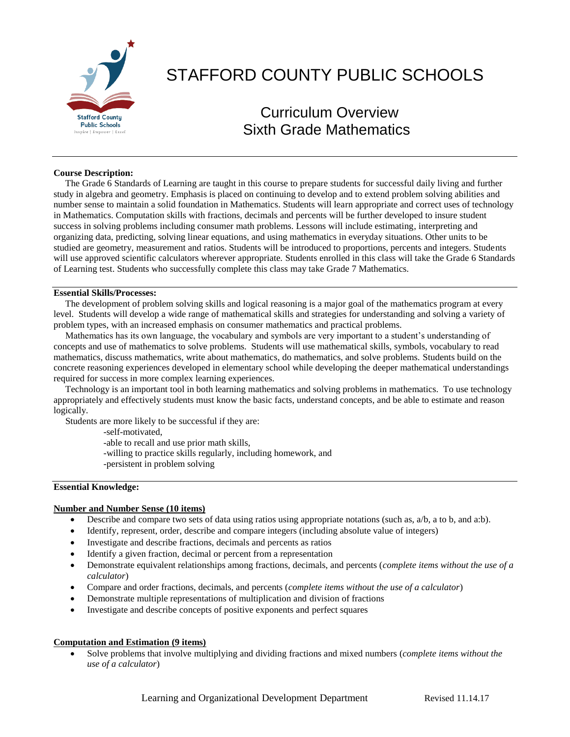# STAFFORD COUNTY PUBLIC SCHOOLS

## Curriculum Overview
## Sixth Grade Mathematics

---

**Course Description:**

The Grade 6 Standards of Learning are taught in this course to prepare students for successful daily living and further study in algebra and geometry. Emphasis is placed on continuing to develop and to extend problem solving abilities and number sense to maintain a solid foundation in Mathematics. Students will learn appropriate and correct uses of technology in Mathematics. Computation skills with fractions, decimals and percents will be further developed to insure student success in solving problems including consumer math problems. Lessons will include estimating, interpreting and organizing data, predicting, solving linear equations, and using mathematics in everyday situations. Other units to be studied are geometry, measurement and ratios. Students will be introduced to proportions, percents and integers. Students will use approved scientific calculators wherever appropriate. Students enrolled in this class will take the Grade 6 Standards of Learning test. Students who successfully complete this class may take Grade 7 Mathematics.

---

**Essential Skills/Processes:**

The development of problem solving skills and logical reasoning is a major goal of the mathematics program at every level. Students will develop a wide range of mathematical skills and strategies for understanding and solving a variety of problem types, with an increased emphasis on consumer mathematics and practical problems.

Mathematics has its own language, the vocabulary and symbols are very important to a student's understanding of concepts and use of mathematics to solve problems. Students will use mathematical skills, symbols, vocabulary to read mathematics, discuss mathematics, write about mathematics, do mathematics, and solve problems. Students build on the concrete reasoning experiences developed in elementary school while developing the deeper mathematical understandings required for success in more complex learning experiences.

Technology is an important tool in both learning mathematics and solving problems in mathematics. To use technology appropriately and effectively students must know the basic facts, understand concepts, and be able to estimate and reason logically.

Students are more likely to be successful if they are:

-self-motivated,
-able to recall and use prior math skills,
-willing to practice skills regularly, including homework, and
-persistent in problem solving

---

**Essential Knowledge:**

**Number and Number Sense (10 items)**

- Describe and compare two sets of data using ratios using appropriate notations (such as, a/b, a to b, and a:b).
- Identify, represent, order, describe and compare integers (including absolute value of integers)
- Investigate and describe fractions, decimals and percents as ratios
- Identify a given fraction, decimal or percent from a representation
- Demonstrate equivalent relationships among fractions, decimals, and percents (*complete items without the use of a calculator*)
- Compare and order fractions, decimals, and percents (*complete items without the use of a calculator*)
- Demonstrate multiple representations of multiplication and division of fractions
- Investigate and describe concepts of positive exponents and perfect squares

**Computation and Estimation (9 items)**

- Solve problems that involve multiplying and dividing fractions and mixed numbers (*complete items without the use of a calculator*)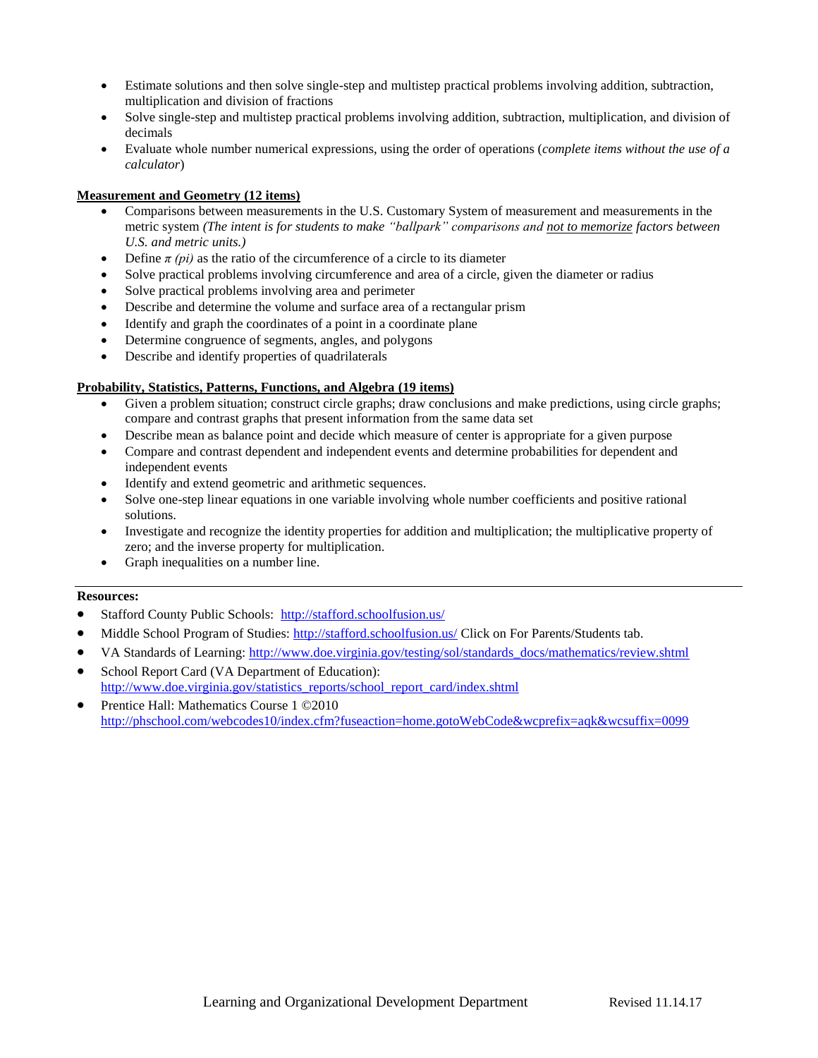- Estimate solutions and then solve single-step and multistep practical problems involving addition, subtraction, multiplication and division of fractions
- Solve single-step and multistep practical problems involving addition, subtraction, multiplication, and division of decimals
- Evaluate whole number numerical expressions, using the order of operations (*complete items without the use of a calculator*)

**Measurement and Geometry (12 items)**

- Comparisons between measurements in the U.S. Customary System of measurement and measurements in the metric system *(The intent is for students to make "ballpark" comparisons and not to memorize factors between U.S. and metric units.)*
- Define $\pi$ *(pi)* as the ratio of the circumference of a circle to its diameter
- Solve practical problems involving circumference and area of a circle, given the diameter or radius
- Solve practical problems involving area and perimeter
- Describe and determine the volume and surface area of a rectangular prism
- Identify and graph the coordinates of a point in a coordinate plane
- Determine congruence of segments, angles, and polygons
- Describe and identify properties of quadrilaterals

**Probability, Statistics, Patterns, Functions, and Algebra (19 items)**

- Given a problem situation; construct circle graphs; draw conclusions and make predictions, using circle graphs; compare and contrast graphs that present information from the same data set
- Describe mean as balance point and decide which measure of center is appropriate for a given purpose
- Compare and contrast dependent and independent events and determine probabilities for dependent and independent events
- Identify and extend geometric and arithmetic sequences.
- Solve one-step linear equations in one variable involving whole number coefficients and positive rational solutions.
- Investigate and recognize the identity properties for addition and multiplication; the multiplicative property of zero; and the inverse property for multiplication.
- Graph inequalities on a number line.

---

**Resources:**

- Stafford County Public Schools: http://stafford.schoolfusion.us/
- Middle School Program of Studies: http://stafford.schoolfusion.us/ Click on For Parents/Students tab.
- VA Standards of Learning: http://www.doe.virginia.gov/testing/sol/standards_docs/mathematics/review.shtml
- School Report Card (VA Department of Education): http://www.doe.virginia.gov/statistics_reports/school_report_card/index.shtml
- Prentice Hall: Mathematics Course 1 ©2010 http://phschool.com/webcodes10/index.cfm?fuseaction=home.gotoWebCode&wcprefix=aqk&wcsuffix=0099